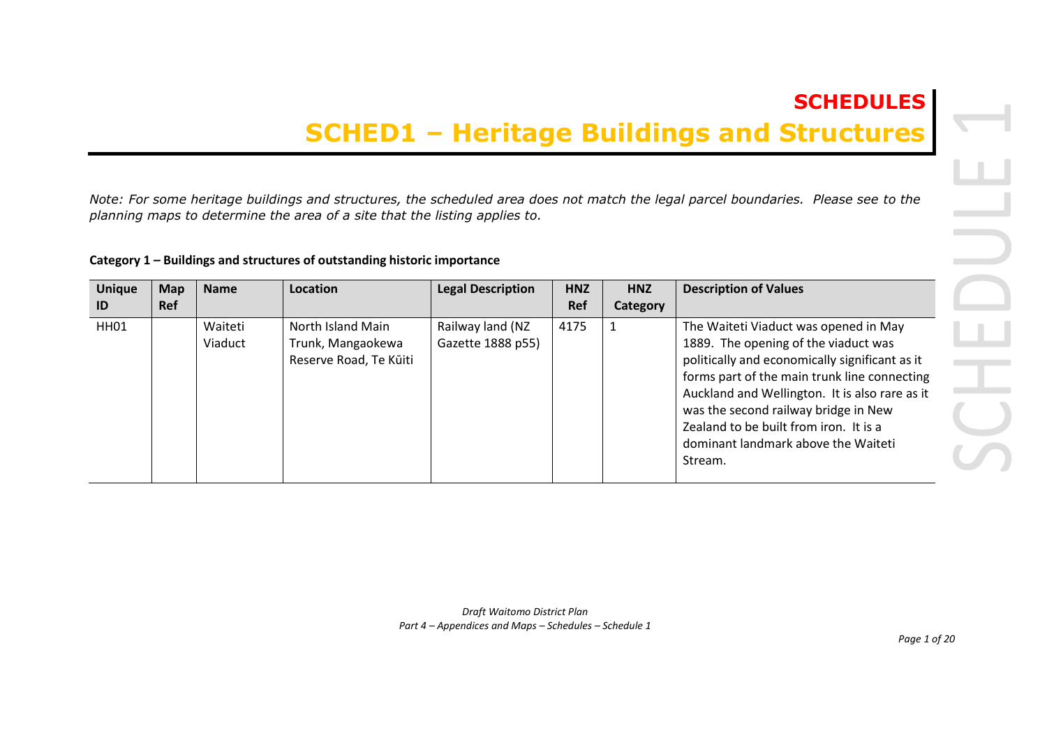# SCHEDULES

## SCHED1 – Heritage Buildings and Structures

*Note: For some heritage buildings and structures, the scheduled area does not match the legal parcel boundaries. Please see to the planning maps to determine the area of a site that the listing applies to.*

**Category 1 – Buildings and structures of outstanding historic importance**

| Unique ID | Map Ref | Name | Location | Legal Description | HNZ Ref | HNZ Category | Description of Values |
|---|---|---|---|---|---|---|---|
| HH01 | | Waiteti Viaduct | North Island Main Trunk, Mangaokewa Reserve Road, Te Kūiti | Railway land (NZ Gazette 1888 p55) | 4175 | 1 | The Waiteti Viaduct was opened in May 1889. The opening of the viaduct was politically and economically significant as it forms part of the main trunk line connecting Auckland and Wellington. It is also rare as it was the second railway bridge in New Zealand to be built from iron. It is a dominant landmark above the Waiteti Stream. |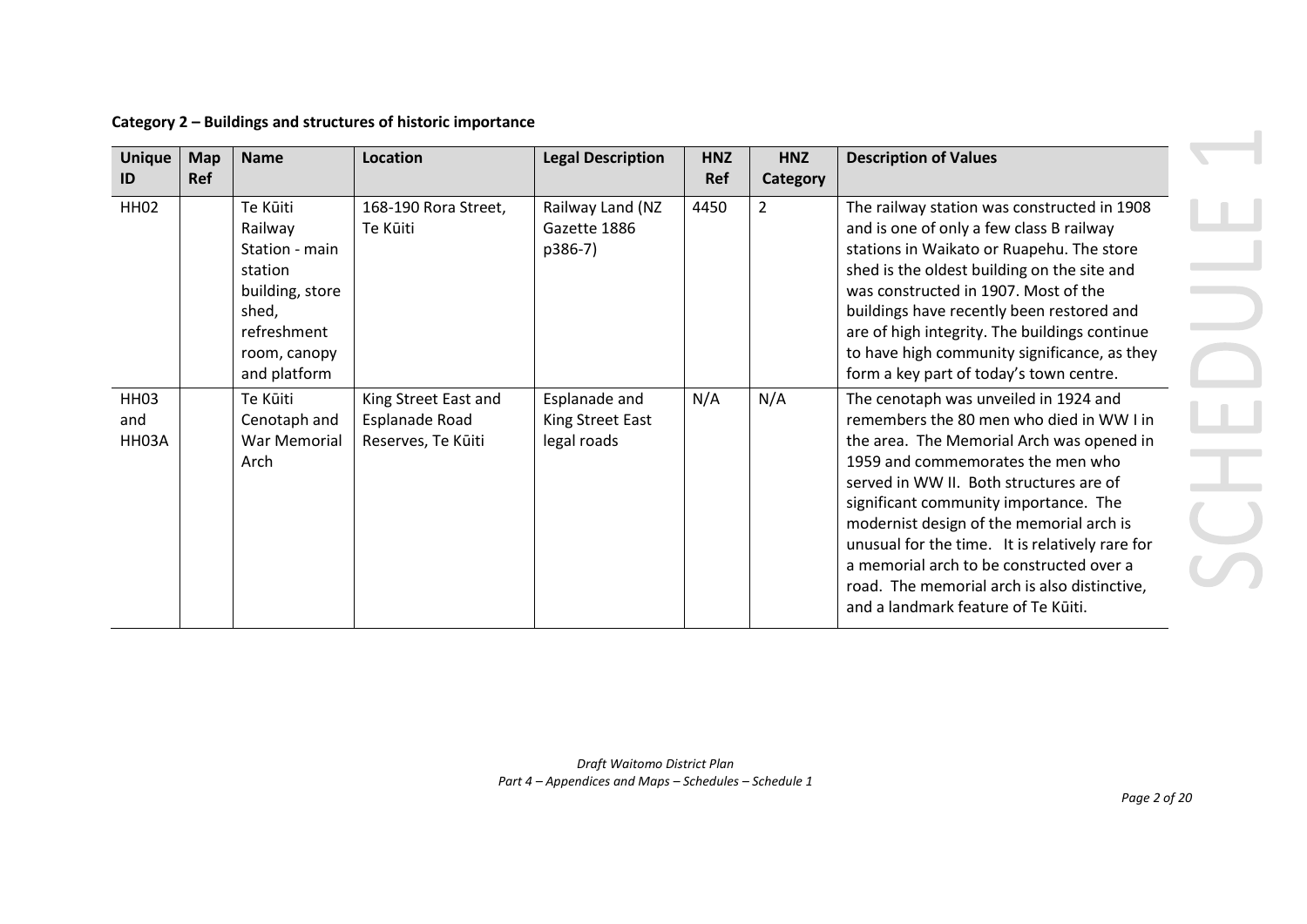**Category 2 – Buildings and structures of historic importance**

| Unique ID | Map Ref | Name | Location | Legal Description | HNZ Ref | HNZ Category | Description of Values |
|---|---|---|---|---|---|---|---|
| HH02 | | Te Kūiti Railway Station - main station building, store shed, refreshment room, canopy and platform | 168-190 Rora Street, Te Kūiti | Railway Land (NZ Gazette 1886 p386-7) | 4450 | 2 | The railway station was constructed in 1908 and is one of only a few class B railway stations in Waikato or Ruapehu. The store shed is the oldest building on the site and was constructed in 1907. Most of the buildings have recently been restored and are of high integrity. The buildings continue to have high community significance, as they form a key part of today's town centre. |
| HH03 and HH03A | | Te Kūiti Cenotaph and War Memorial Arch | King Street East and Esplanade Road Reserves, Te Kūiti | Esplanade and King Street East legal roads | N/A | N/A | The cenotaph was unveiled in 1924 and remembers the 80 men who died in WW I in the area. The Memorial Arch was opened in 1959 and commemorates the men who served in WW II. Both structures are of significant community importance. The modernist design of the memorial arch is unusual for the time. It is relatively rare for a memorial arch to be constructed over a road. The memorial arch is also distinctive, and a landmark feature of Te Kūiti. |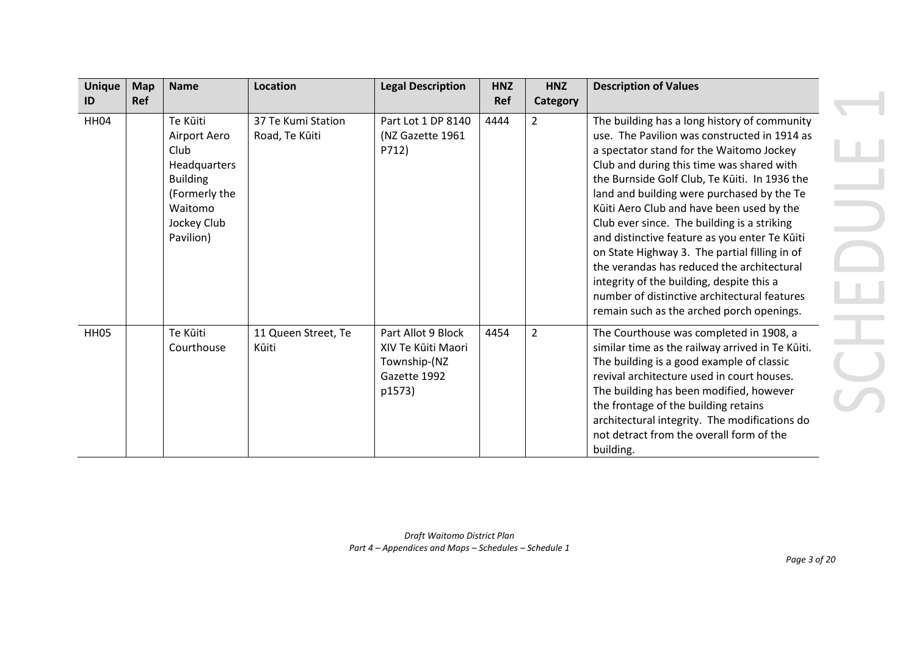| Unique ID | Map Ref | Name | Location | Legal Description | HNZ Ref | HNZ Category | Description of Values |
|---|---|---|---|---|---|---|---|
| HH04 | | Te Kūiti Airport Aero Club Headquarters Building (Formerly the Waitomo Jockey Club Pavilion) | 37 Te Kumi Station Road, Te Kūiti | Part Lot 1 DP 8140 (NZ Gazette 1961 P712) | 4444 | 2 | The building has a long history of community use. The Pavilion was constructed in 1914 as a spectator stand for the Waitomo Jockey Club and during this time was shared with the Burnside Golf Club, Te Kūiti. In 1936 the land and building were purchased by the Te Kūiti Aero Club and have been used by the Club ever since. The building is a striking and distinctive feature as you enter Te Kūiti on State Highway 3. The partial filling in of the verandas has reduced the architectural integrity of the building, despite this a number of distinctive architectural features remain such as the arched porch openings. |
| HH05 | | Te Kūiti Courthouse | 11 Queen Street, Te Kūiti | Part Allot 9 Block XIV Te Kūiti Maori Township-(NZ Gazette 1992 p1573) | 4454 | 2 | The Courthouse was completed in 1908, a similar time as the railway arrived in Te Kūiti. The building is a good example of classic revival architecture used in court houses. The building has been modified, however the frontage of the building retains architectural integrity. The modifications do not detract from the overall form of the building. |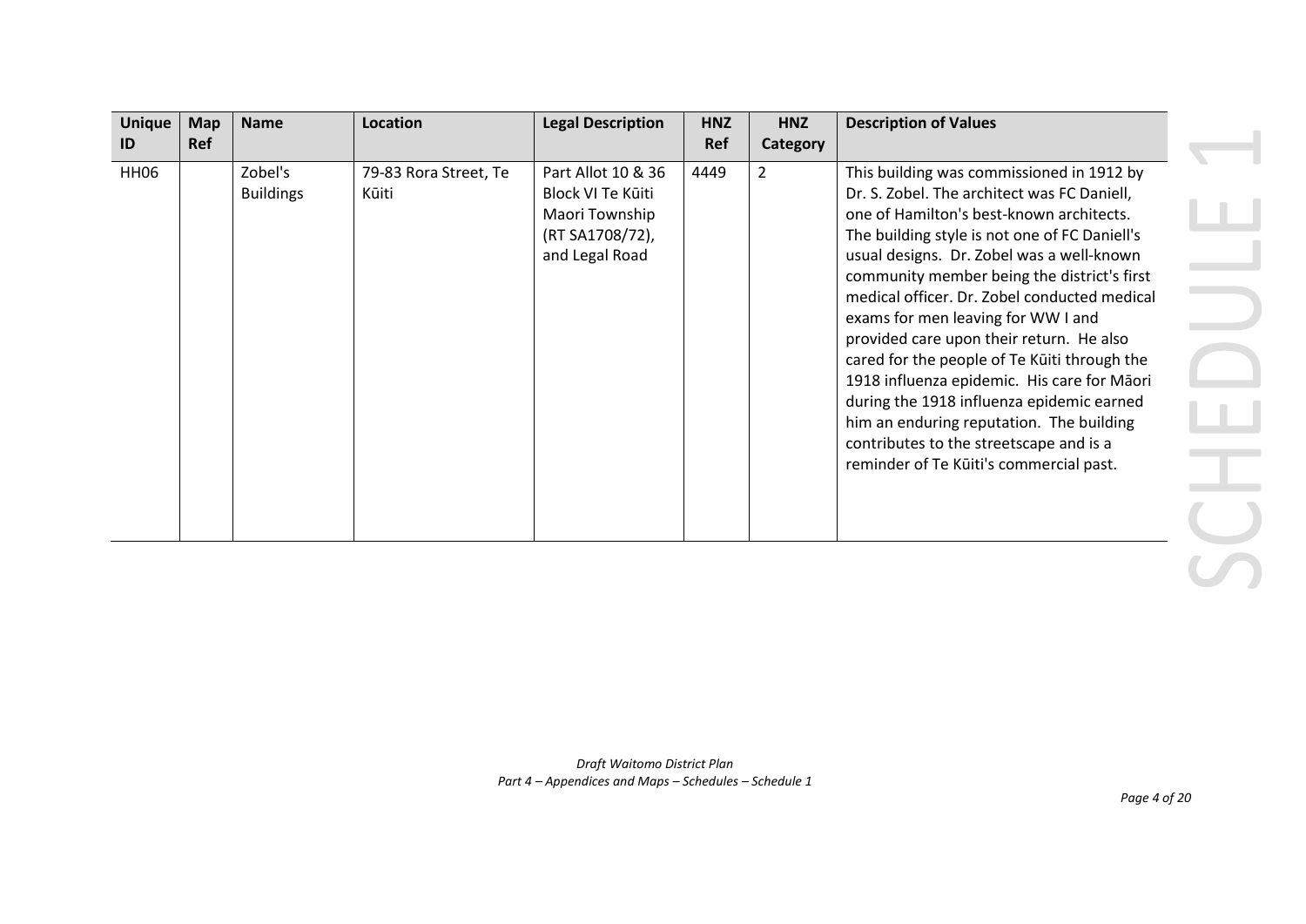| Unique ID | Map Ref | Name | Location | Legal Description | HNZ Ref | HNZ Category | Description of Values |
|---|---|---|---|---|---|---|---|
| HH06 | | Zobel's Buildings | 79-83 Rora Street, Te Kūiti | Part Allot 10 & 36 Block VI Te Kūiti Maori Township (RT SA1708/72), and Legal Road | 4449 | 2 | This building was commissioned in 1912 by Dr. S. Zobel. The architect was FC Daniell, one of Hamilton's best-known architects. The building style is not one of FC Daniell's usual designs. Dr. Zobel was a well-known community member being the district's first medical officer. Dr. Zobel conducted medical exams for men leaving for WW I and provided care upon their return. He also cared for the people of Te Kūiti through the 1918 influenza epidemic. His care for Māori during the 1918 influenza epidemic earned him an enduring reputation. The building contributes to the streetscape and is a reminder of Te Kūiti's commercial past. |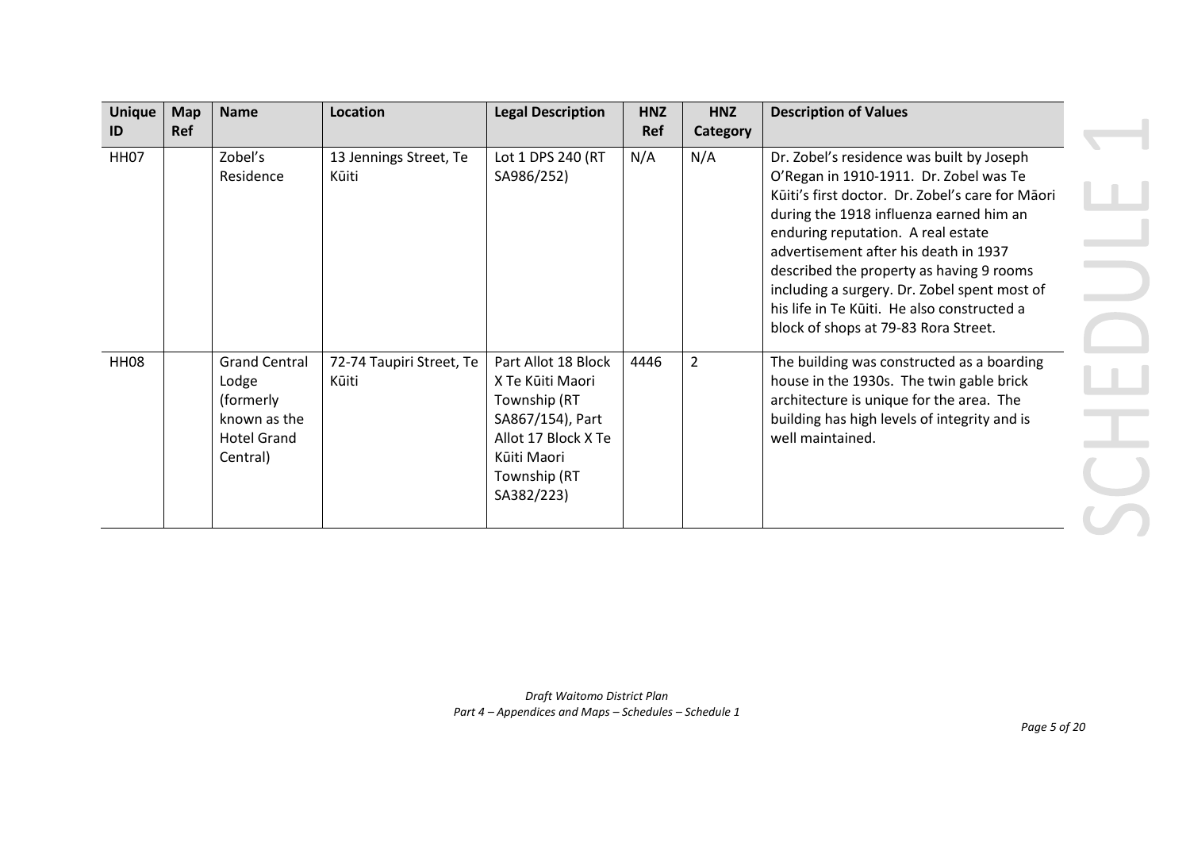| Unique ID | Map Ref | Name | Location | Legal Description | HNZ Ref | HNZ Category | Description of Values |
|---|---|---|---|---|---|---|---|
| HH07 | | Zobel's Residence | 13 Jennings Street, Te Kūiti | Lot 1 DPS 240 (RT SA986/252) | N/A | N/A | Dr. Zobel's residence was built by Joseph O'Regan in 1910-1911. Dr. Zobel was Te Kūiti's first doctor. Dr. Zobel's care for Māori during the 1918 influenza earned him an enduring reputation. A real estate advertisement after his death in 1937 described the property as having 9 rooms including a surgery. Dr. Zobel spent most of his life in Te Kūiti. He also constructed a block of shops at 79-83 Rora Street. |
| HH08 | | Grand Central Lodge (formerly known as the Hotel Grand Central) | 72-74 Taupiri Street, Te Kūiti | Part Allot 18 Block X Te Kūiti Maori Township (RT SA867/154), Part Allot 17 Block X Te Kūiti Maori Township (RT SA382/223) | 4446 | 2 | The building was constructed as a boarding house in the 1930s. The twin gable brick architecture is unique for the area. The building has high levels of integrity and is well maintained. |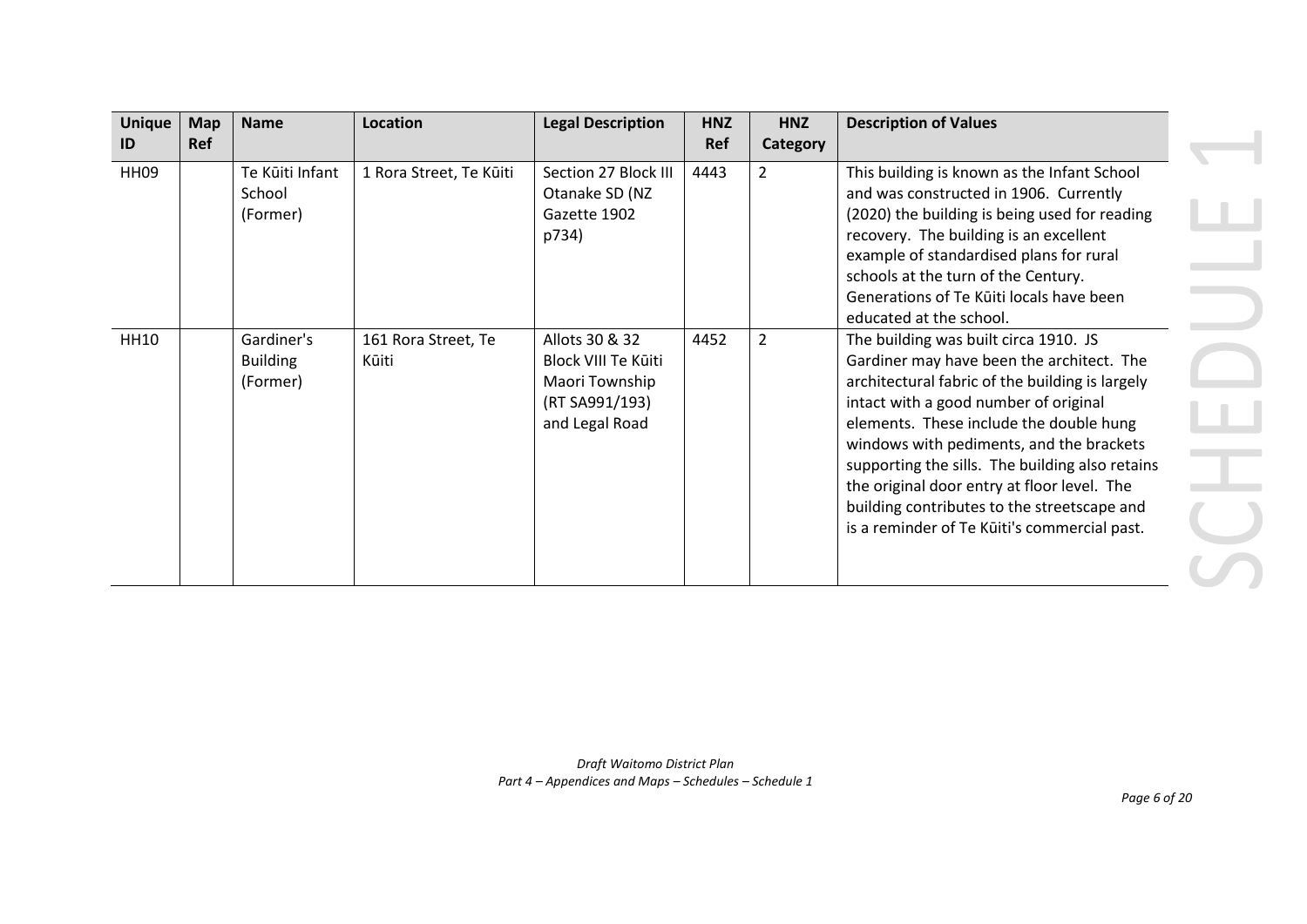| Unique ID | Map Ref | Name | Location | Legal Description | HNZ Ref | HNZ Category | Description of Values |
|---|---|---|---|---|---|---|---|
| HH09 | | Te Kūiti Infant School (Former) | 1 Rora Street, Te Kūiti | Section 27 Block III Otanake SD (NZ Gazette 1902 p734) | 4443 | 2 | This building is known as the Infant School and was constructed in 1906. Currently (2020) the building is being used for reading recovery. The building is an excellent example of standardised plans for rural schools at the turn of the Century. Generations of Te Kūiti locals have been educated at the school. |
| HH10 | | Gardiner's Building (Former) | 161 Rora Street, Te Kūiti | Allots 30 & 32 Block VIII Te Kūiti Maori Township (RT SA991/193) and Legal Road | 4452 | 2 | The building was built circa 1910. JS Gardiner may have been the architect. The architectural fabric of the building is largely intact with a good number of original elements. These include the double hung windows with pediments, and the brackets supporting the sills. The building also retains the original door entry at floor level. The building contributes to the streetscape and is a reminder of Te Kūiti's commercial past. |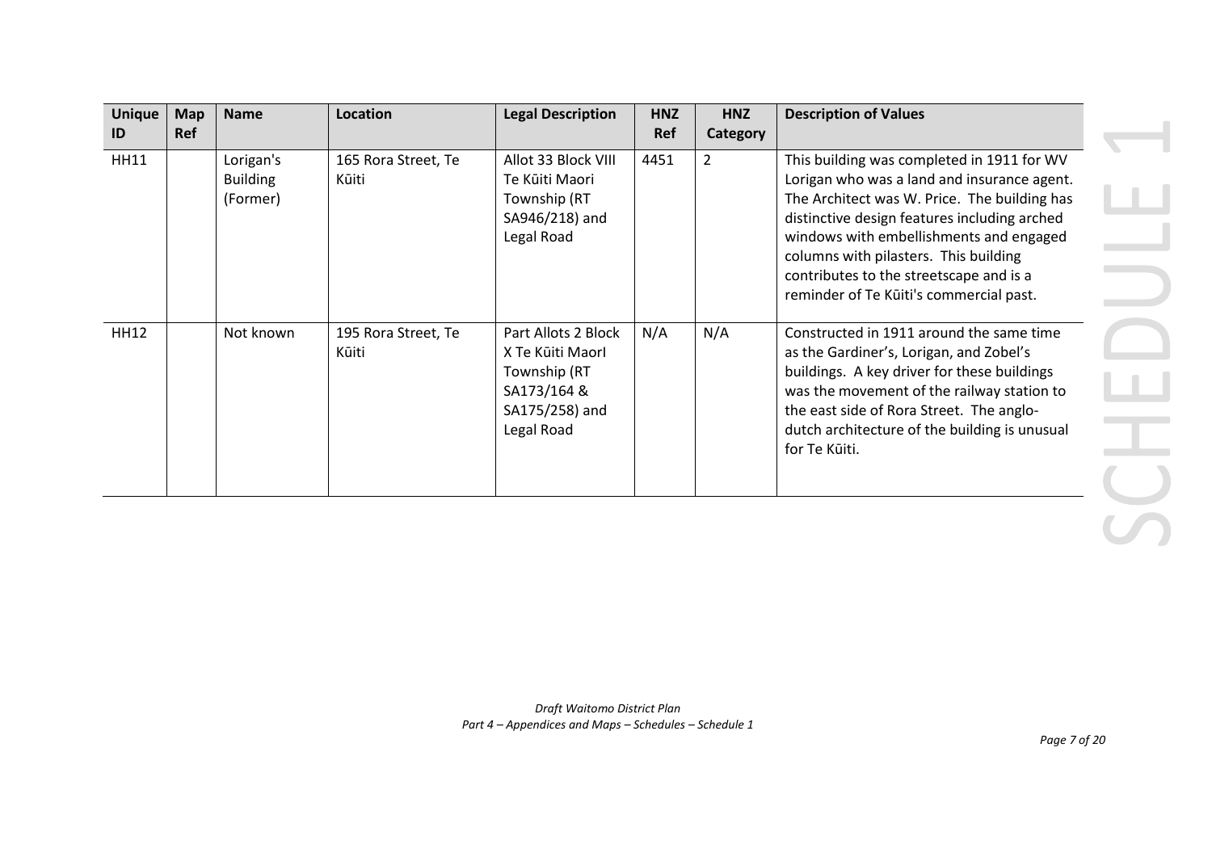| Unique ID | Map Ref | Name | Location | Legal Description | HNZ Ref | HNZ Category | Description of Values |
|---|---|---|---|---|---|---|---|
| HH11 | | Lorigan's Building (Former) | 165 Rora Street, Te Kūiti | Allot 33 Block VIII Te Kūiti Maori Township (RT SA946/218) and Legal Road | 4451 | 2 | This building was completed in 1911 for WV Lorigan who was a land and insurance agent. The Architect was W. Price. The building has distinctive design features including arched windows with embellishments and engaged columns with pilasters. This building contributes to the streetscape and is a reminder of Te Kūiti's commercial past. |
| HH12 | | Not known | 195 Rora Street, Te Kūiti | Part Allots 2 Block X Te Kūiti MaorI Township (RT SA173/164 & SA175/258) and Legal Road | N/A | N/A | Constructed in 1911 around the same time as the Gardiner's, Lorigan, and Zobel's buildings. A key driver for these buildings was the movement of the railway station to the east side of Rora Street. The anglo-dutch architecture of the building is unusual for Te Kūiti. |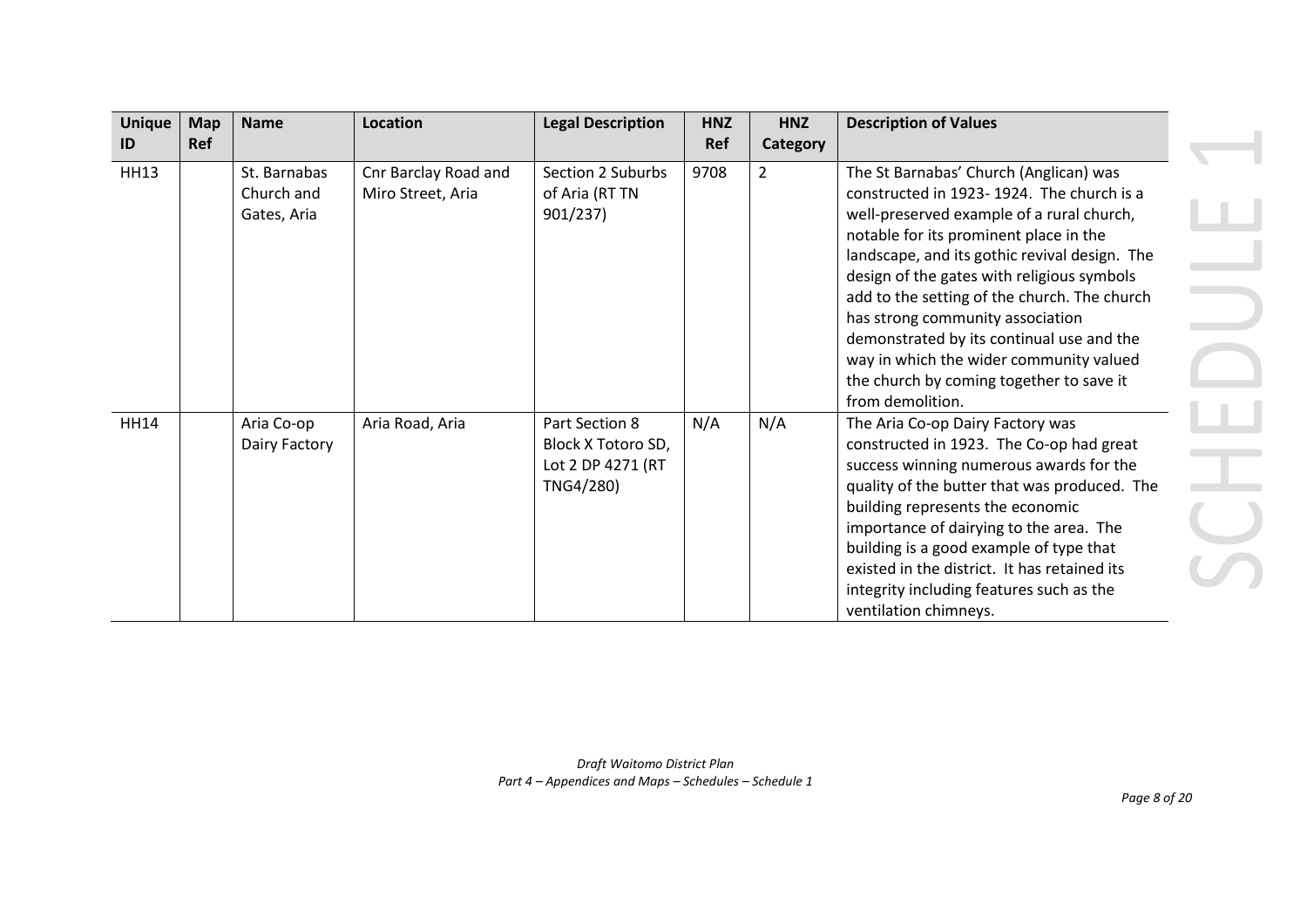| Unique ID | Map Ref | Name | Location | Legal Description | HNZ Ref | HNZ Category | Description of Values |
|---|---|---|---|---|---|---|---|
| HH13 | | St. Barnabas Church and Gates, Aria | Cnr Barclay Road and Miro Street, Aria | Section 2 Suburbs of Aria (RT TN 901/237) | 9708 | 2 | The St Barnabas' Church (Anglican) was constructed in 1923- 1924. The church is a well-preserved example of a rural church, notable for its prominent place in the landscape, and its gothic revival design. The design of the gates with religious symbols add to the setting of the church. The church has strong community association demonstrated by its continual use and the way in which the wider community valued the church by coming together to save it from demolition. |
| HH14 | | Aria Co-op Dairy Factory | Aria Road, Aria | Part Section 8 Block X Totoro SD, Lot 2 DP 4271 (RT TNG4/280) | N/A | N/A | The Aria Co-op Dairy Factory was constructed in 1923. The Co-op had great success winning numerous awards for the quality of the butter that was produced. The building represents the economic importance of dairying to the area. The building is a good example of type that existed in the district. It has retained its integrity including features such as the ventilation chimneys. |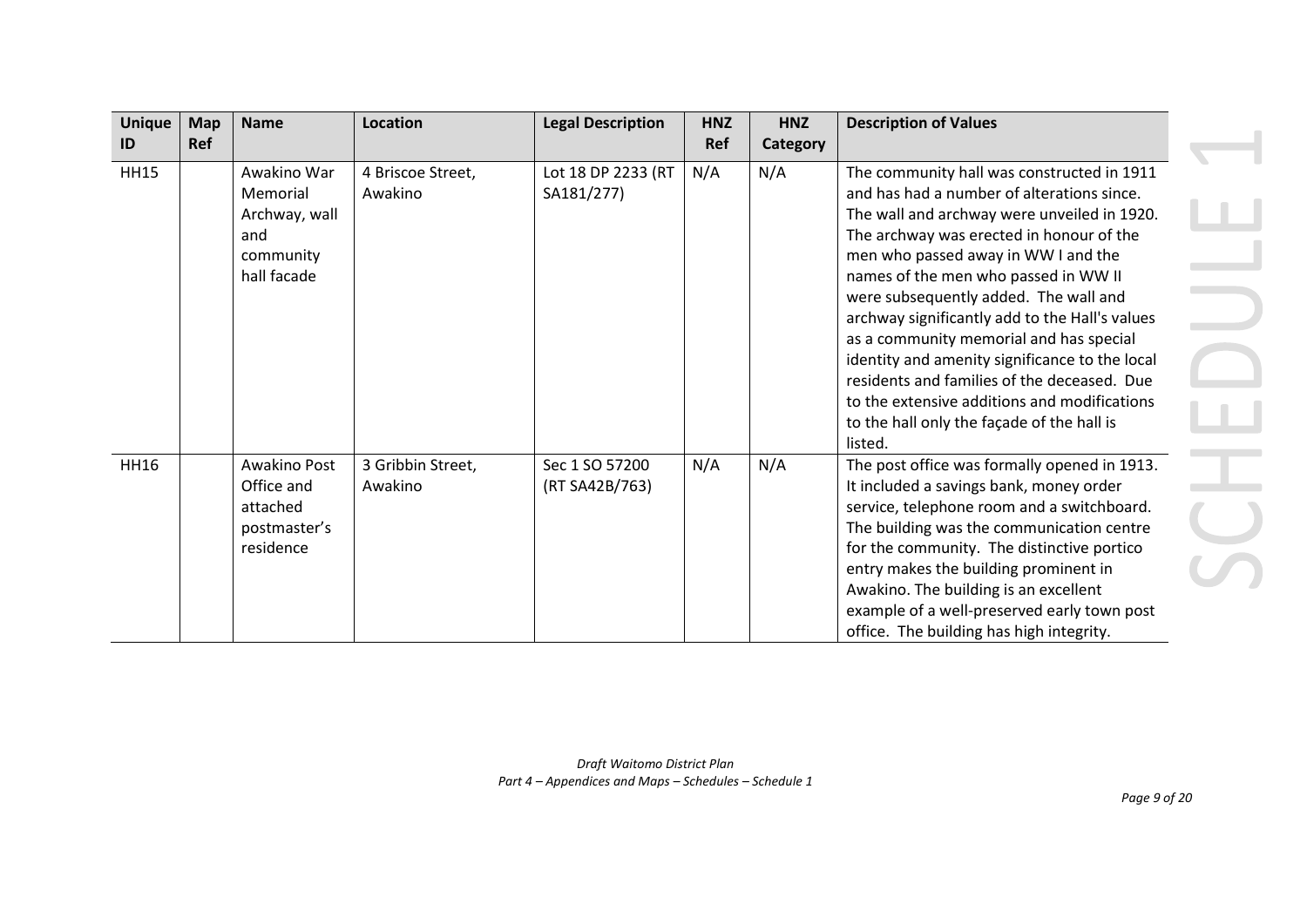| Unique ID | Map Ref | Name | Location | Legal Description | HNZ Ref | HNZ Category | Description of Values |
|---|---|---|---|---|---|---|---|
| HH15 | | Awakino War Memorial Archway, wall and community hall facade | 4 Briscoe Street, Awakino | Lot 18 DP 2233 (RT SA181/277) | N/A | N/A | The community hall was constructed in 1911 and has had a number of alterations since. The wall and archway were unveiled in 1920. The archway was erected in honour of the men who passed away in WW I and the names of the men who passed in WW II were subsequently added. The wall and archway significantly add to the Hall's values as a community memorial and has special identity and amenity significance to the local residents and families of the deceased. Due to the extensive additions and modifications to the hall only the façade of the hall is listed. |
| HH16 | | Awakino Post Office and attached postmaster's residence | 3 Gribbin Street, Awakino | Sec 1 SO 57200 (RT SA42B/763) | N/A | N/A | The post office was formally opened in 1913. It included a savings bank, money order service, telephone room and a switchboard. The building was the communication centre for the community. The distinctive portico entry makes the building prominent in Awakino. The building is an excellent example of a well-preserved early town post office. The building has high integrity. |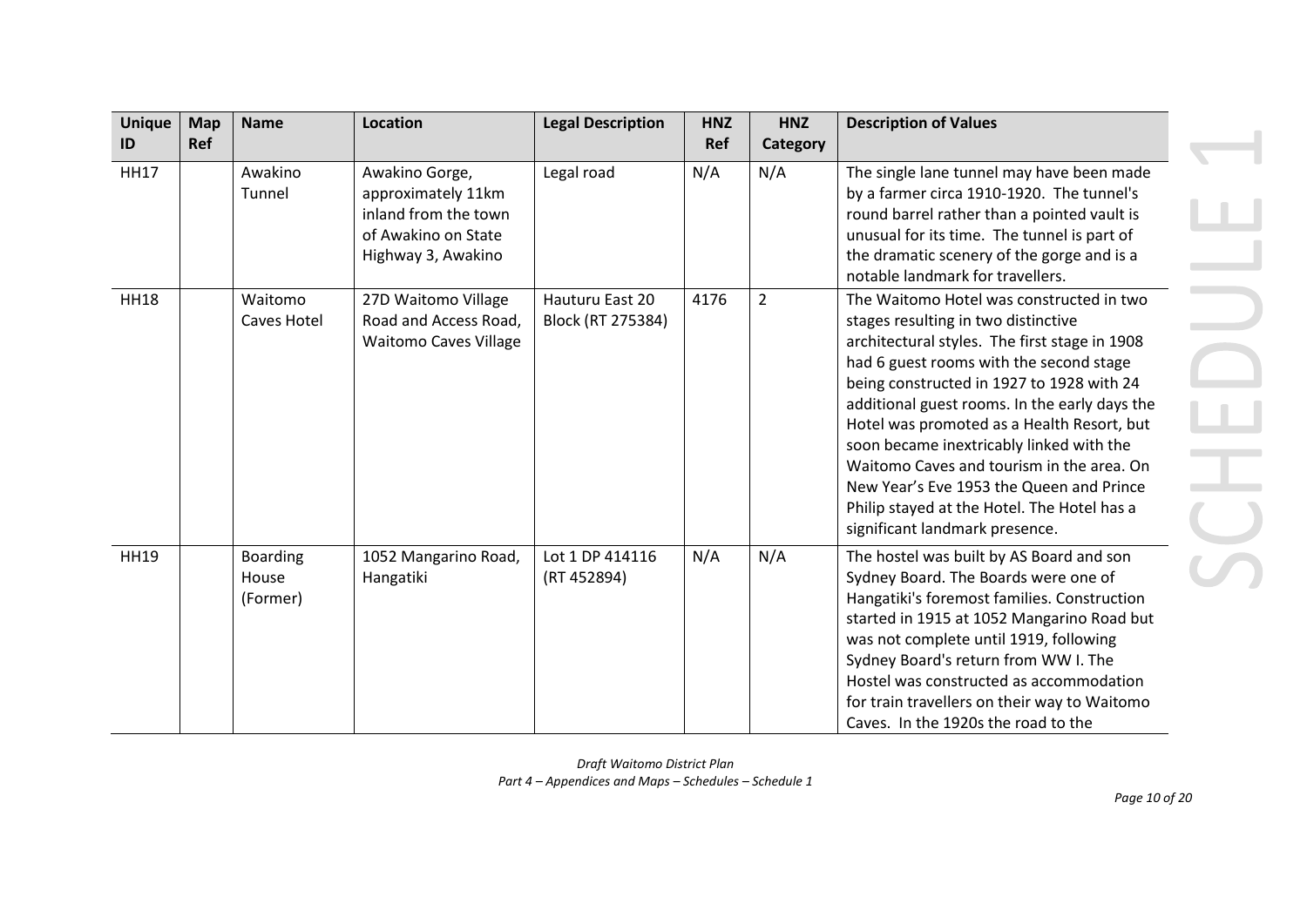| Unique ID | Map Ref | Name | Location | Legal Description | HNZ Ref | HNZ Category | Description of Values |
|---|---|---|---|---|---|---|---|
| HH17 | | Awakino Tunnel | Awakino Gorge, approximately 11km inland from the town of Awakino on State Highway 3, Awakino | Legal road | N/A | N/A | The single lane tunnel may have been made by a farmer circa 1910-1920. The tunnel's round barrel rather than a pointed vault is unusual for its time. The tunnel is part of the dramatic scenery of the gorge and is a notable landmark for travellers. |
| HH18 | | Waitomo Caves Hotel | 27D Waitomo Village Road and Access Road, Waitomo Caves Village | Hauturu East 20 Block (RT 275384) | 4176 | 2 | The Waitomo Hotel was constructed in two stages resulting in two distinctive architectural styles. The first stage in 1908 had 6 guest rooms with the second stage being constructed in 1927 to 1928 with 24 additional guest rooms. In the early days the Hotel was promoted as a Health Resort, but soon became inextricably linked with the Waitomo Caves and tourism in the area. On New Year's Eve 1953 the Queen and Prince Philip stayed at the Hotel. The Hotel has a significant landmark presence. |
| HH19 | | Boarding House (Former) | 1052 Mangarino Road, Hangatiki | Lot 1 DP 414116 (RT 452894) | N/A | N/A | The hostel was built by AS Board and son Sydney Board. The Boards were one of Hangatiki's foremost families. Construction started in 1915 at 1052 Mangarino Road but was not complete until 1919, following Sydney Board's return from WW I. The Hostel was constructed as accommodation for train travellers on their way to Waitomo Caves. In the 1920s the road to the |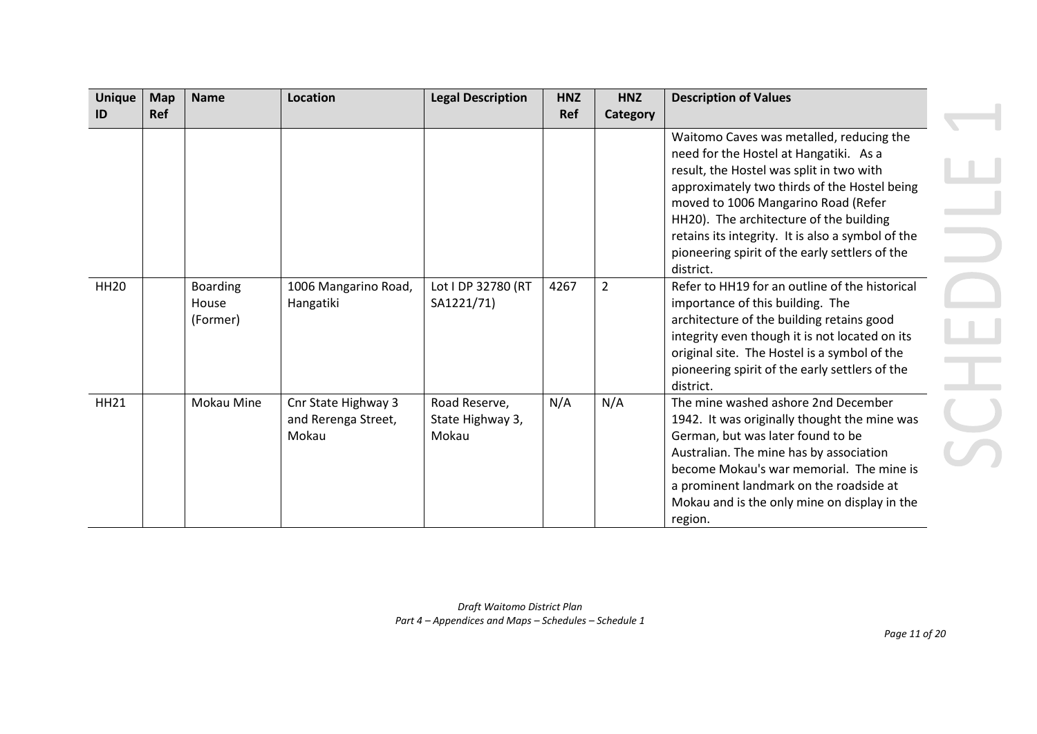| Unique ID | Map Ref | Name | Location | Legal Description | HNZ Ref | HNZ Category | Description of Values |
|---|---|---|---|---|---|---|---|
| | | | | | | | Waitomo Caves was metalled, reducing the need for the Hostel at Hangatiki. As a result, the Hostel was split in two with approximately two thirds of the Hostel being moved to 1006 Mangarino Road (Refer HH20). The architecture of the building retains its integrity. It is also a symbol of the pioneering spirit of the early settlers of the district. |
| HH20 | | Boarding House (Former) | 1006 Mangarino Road, Hangatiki | Lot I DP 32780 (RT SA1221/71) | 4267 | 2 | Refer to HH19 for an outline of the historical importance of this building. The architecture of the building retains good integrity even though it is not located on its original site. The Hostel is a symbol of the pioneering spirit of the early settlers of the district. |
| HH21 | | Mokau Mine | Cnr State Highway 3 and Rerenga Street, Mokau | Road Reserve, State Highway 3, Mokau | N/A | N/A | The mine washed ashore 2nd December 1942. It was originally thought the mine was German, but was later found to be Australian. The mine has by association become Mokau's war memorial. The mine is a prominent landmark on the roadside at Mokau and is the only mine on display in the region. |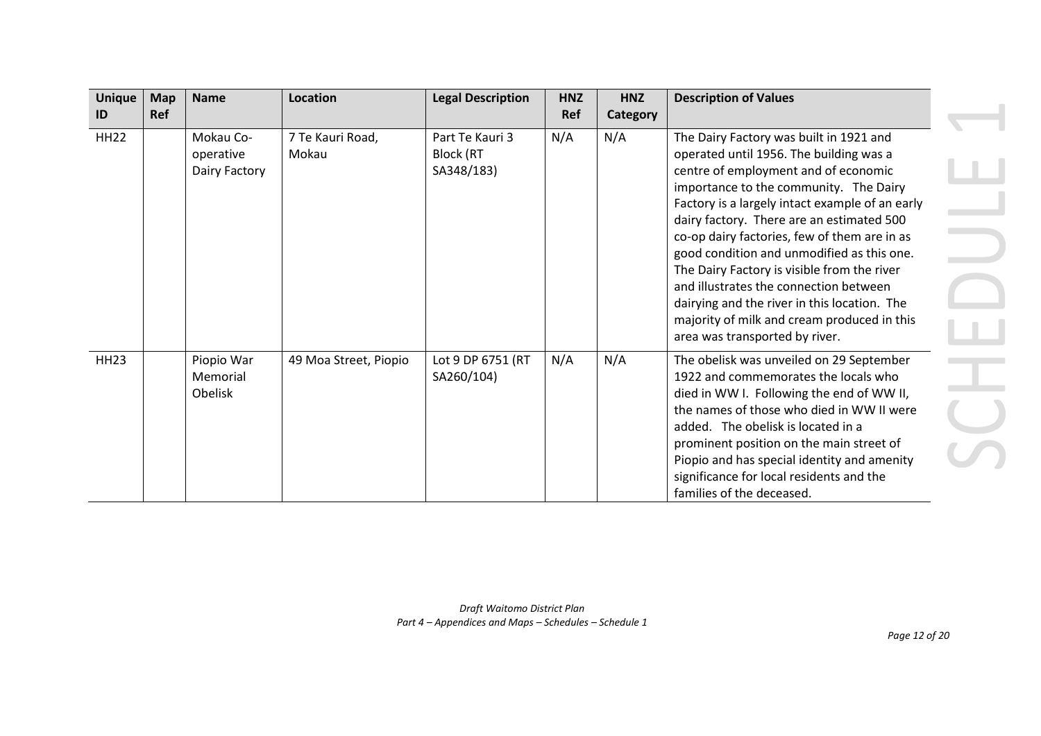| Unique ID | Map Ref | Name | Location | Legal Description | HNZ Ref | HNZ Category | Description of Values |
|---|---|---|---|---|---|---|---|
| HH22 | | Mokau Co-operative Dairy Factory | 7 Te Kauri Road, Mokau | Part Te Kauri 3 Block (RT SA348/183) | N/A | N/A | The Dairy Factory was built in 1921 and operated until 1956. The building was a centre of employment and of economic importance to the community. The Dairy Factory is a largely intact example of an early dairy factory. There are an estimated 500 co-op dairy factories, few of them are in as good condition and unmodified as this one. The Dairy Factory is visible from the river and illustrates the connection between dairying and the river in this location. The majority of milk and cream produced in this area was transported by river. |
| HH23 | | Piopio War Memorial Obelisk | 49 Moa Street, Piopio | Lot 9 DP 6751 (RT SA260/104) | N/A | N/A | The obelisk was unveiled on 29 September 1922 and commemorates the locals who died in WW I. Following the end of WW II, the names of those who died in WW II were added. The obelisk is located in a prominent position on the main street of Piopio and has special identity and amenity significance for local residents and the families of the deceased. |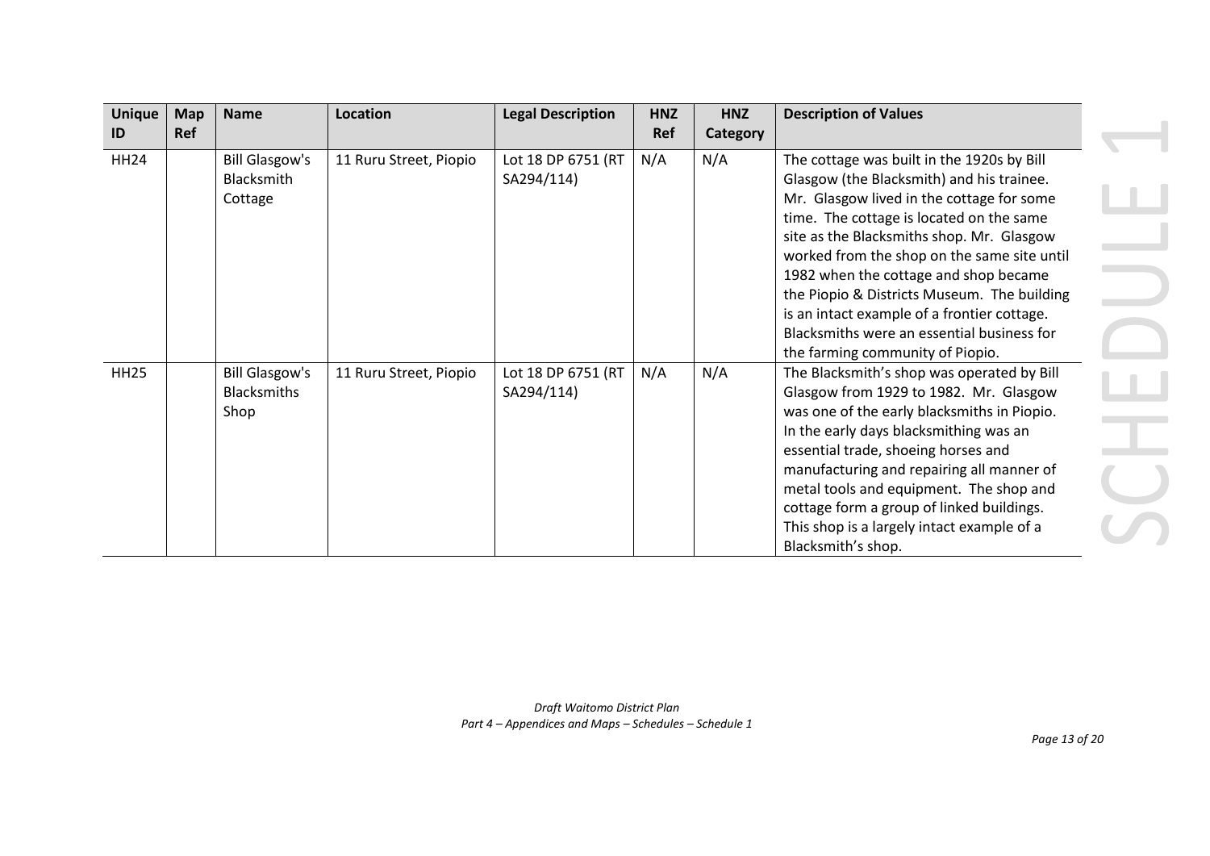| Unique ID | Map Ref | Name | Location | Legal Description | HNZ Ref | HNZ Category | Description of Values |
|---|---|---|---|---|---|---|---|
| HH24 | | Bill Glasgow's Blacksmith Cottage | 11 Ruru Street, Piopio | Lot 18 DP 6751 (RT SA294/114) | N/A | N/A | The cottage was built in the 1920s by Bill Glasgow (the Blacksmith) and his trainee. Mr. Glasgow lived in the cottage for some time. The cottage is located on the same site as the Blacksmiths shop. Mr. Glasgow worked from the shop on the same site until 1982 when the cottage and shop became the Piopio & Districts Museum. The building is an intact example of a frontier cottage. Blacksmiths were an essential business for the farming community of Piopio. |
| HH25 | | Bill Glasgow's Blacksmiths Shop | 11 Ruru Street, Piopio | Lot 18 DP 6751 (RT SA294/114) | N/A | N/A | The Blacksmith's shop was operated by Bill Glasgow from 1929 to 1982. Mr. Glasgow was one of the early blacksmiths in Piopio. In the early days blacksmithing was an essential trade, shoeing horses and manufacturing and repairing all manner of metal tools and equipment. The shop and cottage form a group of linked buildings. This shop is a largely intact example of a Blacksmith's shop. |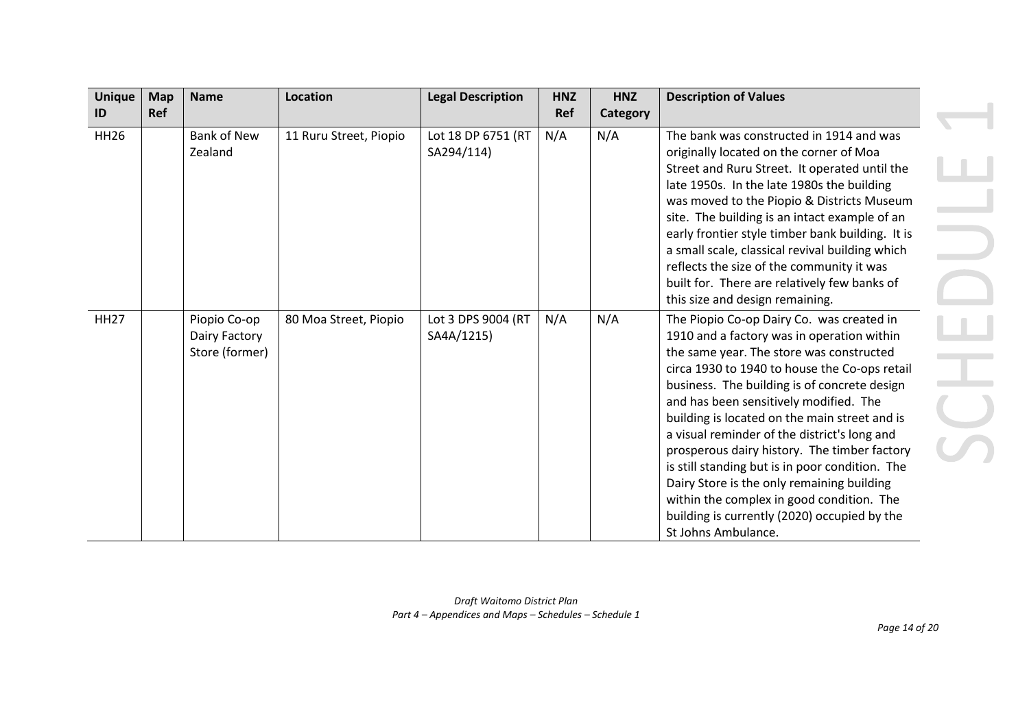| Unique ID | Map Ref | Name | Location | Legal Description | HNZ Ref | HNZ Category | Description of Values |
|---|---|---|---|---|---|---|---|
| HH26 | | Bank of New Zealand | 11 Ruru Street, Piopio | Lot 18 DP 6751 (RT SA294/114) | N/A | N/A | The bank was constructed in 1914 and was originally located on the corner of Moa Street and Ruru Street. It operated until the late 1950s. In the late 1980s the building was moved to the Piopio & Districts Museum site. The building is an intact example of an early frontier style timber bank building. It is a small scale, classical revival building which reflects the size of the community it was built for. There are relatively few banks of this size and design remaining. |
| HH27 | | Piopio Co-op Dairy Factory Store (former) | 80 Moa Street, Piopio | Lot 3 DPS 9004 (RT SA4A/1215) | N/A | N/A | The Piopio Co-op Dairy Co. was created in 1910 and a factory was in operation within the same year. The store was constructed circa 1930 to 1940 to house the Co-ops retail business. The building is of concrete design and has been sensitively modified. The building is located on the main street and is a visual reminder of the district's long and prosperous dairy history. The timber factory is still standing but is in poor condition. The Dairy Store is the only remaining building within the complex in good condition. The building is currently (2020) occupied by the St Johns Ambulance. |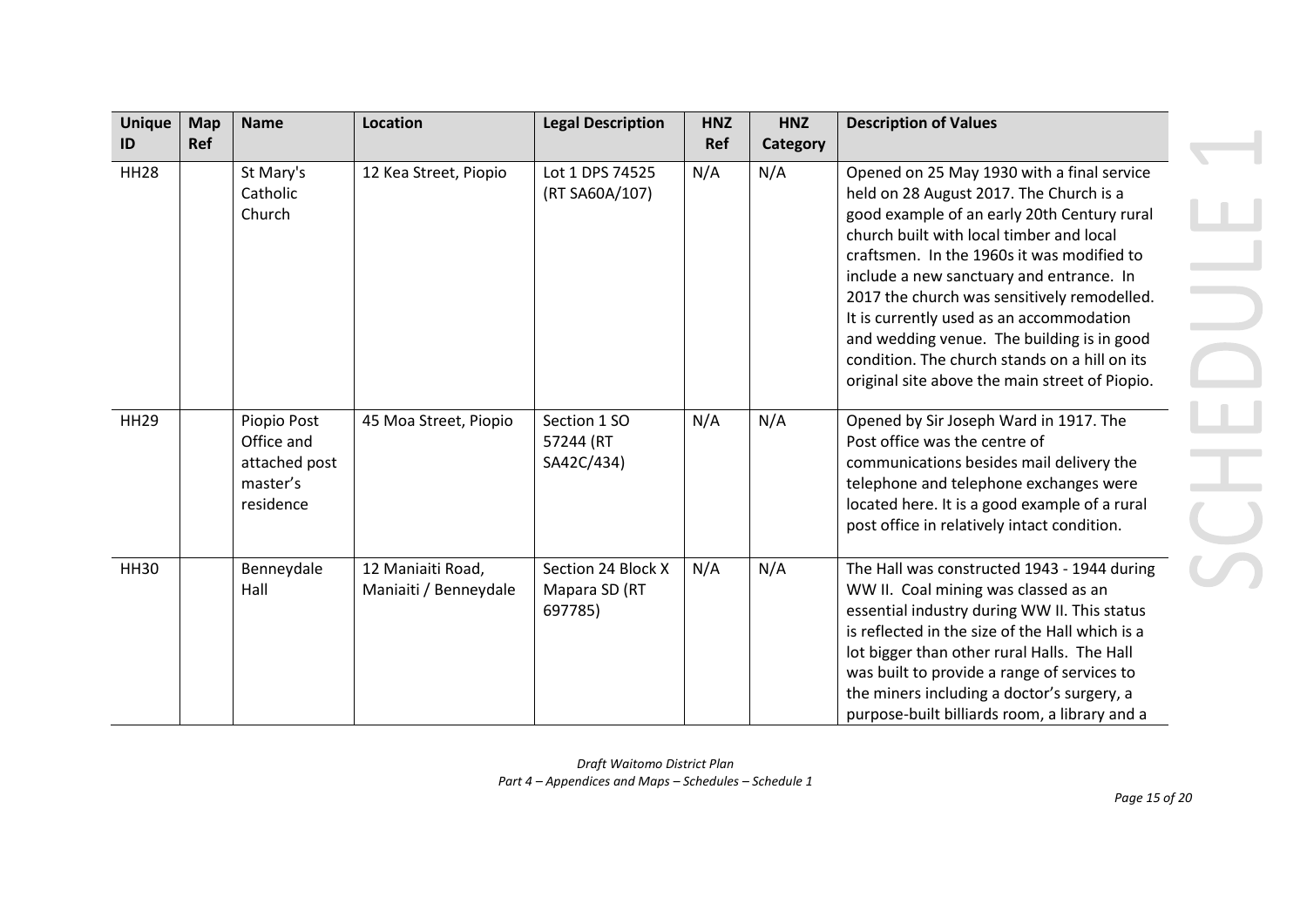| Unique ID | Map Ref | Name | Location | Legal Description | HNZ Ref | HNZ Category | Description of Values |
|---|---|---|---|---|---|---|---|
| HH28 | | St Mary's Catholic Church | 12 Kea Street, Piopio | Lot 1 DPS 74525 (RT SA60A/107) | N/A | N/A | Opened on 25 May 1930 with a final service held on 28 August 2017. The Church is a good example of an early 20th Century rural church built with local timber and local craftsmen. In the 1960s it was modified to include a new sanctuary and entrance. In 2017 the church was sensitively remodelled. It is currently used as an accommodation and wedding venue. The building is in good condition. The church stands on a hill on its original site above the main street of Piopio. |
| HH29 | | Piopio Post Office and attached post master's residence | 45 Moa Street, Piopio | Section 1 SO 57244 (RT SA42C/434) | N/A | N/A | Opened by Sir Joseph Ward in 1917. The Post office was the centre of communications besides mail delivery the telephone and telephone exchanges were located here. It is a good example of a rural post office in relatively intact condition. |
| HH30 | | Benneydale Hall | 12 Maniaiti Road, Maniaiti / Benneydale | Section 24 Block X Mapara SD (RT 697785) | N/A | N/A | The Hall was constructed 1943 - 1944 during WW II. Coal mining was classed as an essential industry during WW II. This status is reflected in the size of the Hall which is a lot bigger than other rural Halls. The Hall was built to provide a range of services to the miners including a doctor's surgery, a purpose-built billiards room, a library and a |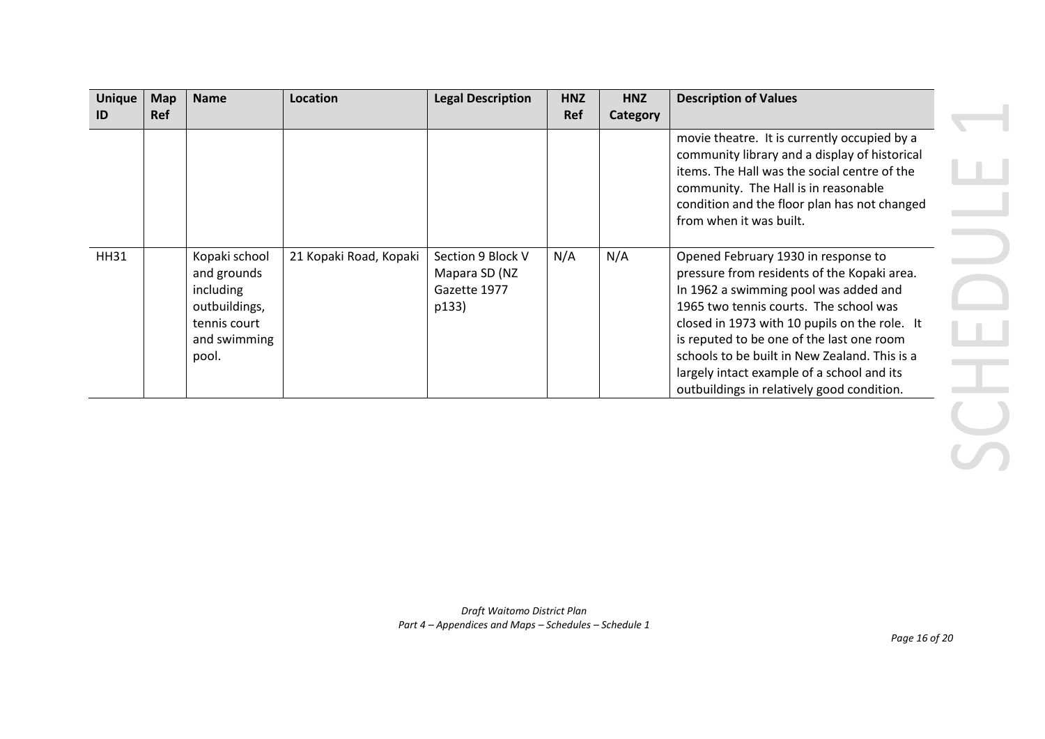| Unique ID | Map Ref | Name | Location | Legal Description | HNZ Ref | HNZ Category | Description of Values |
|---|---|---|---|---|---|---|---|
| | | | | | | | movie theatre. It is currently occupied by a community library and a display of historical items. The Hall was the social centre of the community. The Hall is in reasonable condition and the floor plan has not changed from when it was built. |
| HH31 | | Kopaki school and grounds including outbuildings, tennis court and swimming pool. | 21 Kopaki Road, Kopaki | Section 9 Block V Mapara SD (NZ Gazette 1977 p133) | N/A | N/A | Opened February 1930 in response to pressure from residents of the Kopaki area. In 1962 a swimming pool was added and 1965 two tennis courts. The school was closed in 1973 with 10 pupils on the role. It is reputed to be one of the last one room schools to be built in New Zealand. This is a largely intact example of a school and its outbuildings in relatively good condition. |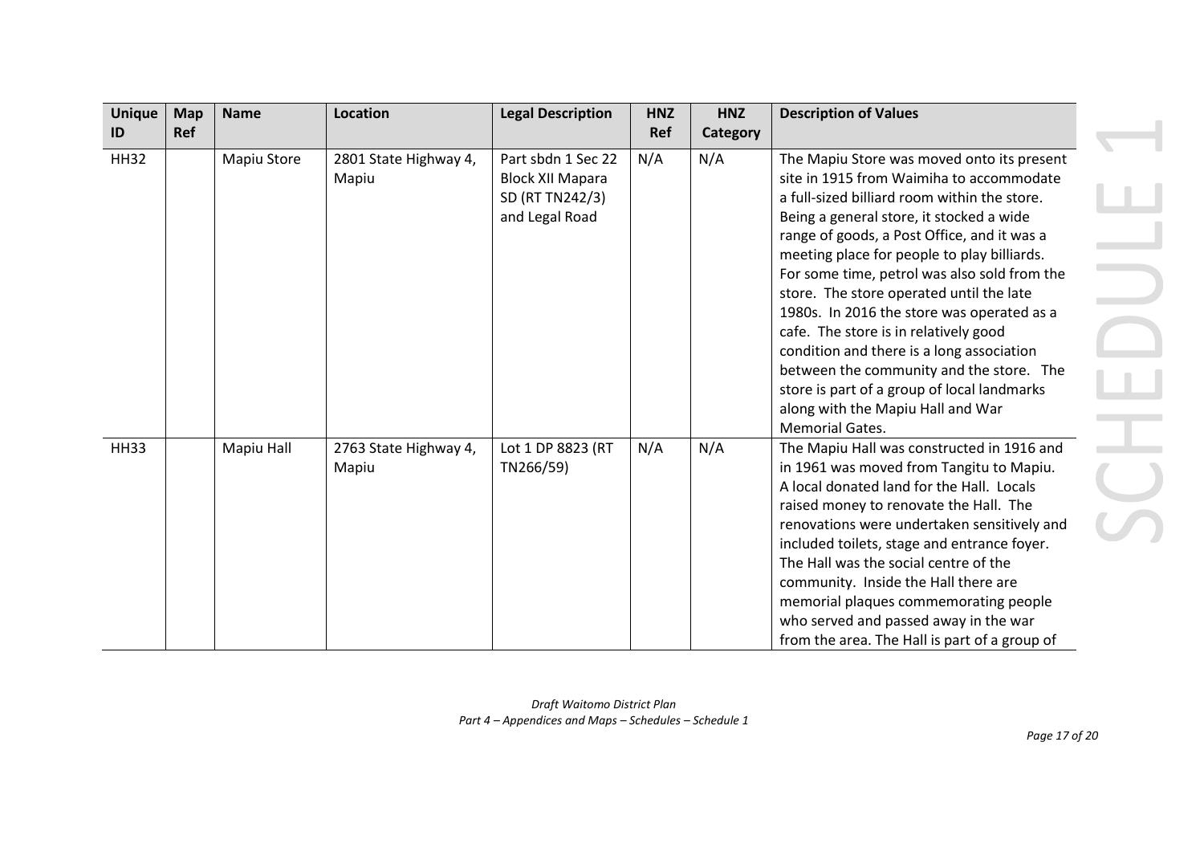| Unique ID | Map Ref | Name | Location | Legal Description | HNZ Ref | HNZ Category | Description of Values |
|---|---|---|---|---|---|---|---|
| HH32 | | Mapiu Store | 2801 State Highway 4, Mapiu | Part sbdn 1 Sec 22 Block XII Mapara SD (RT TN242/3) and Legal Road | N/A | N/A | The Mapiu Store was moved onto its present site in 1915 from Waimiha to accommodate a full-sized billiard room within the store. Being a general store, it stocked a wide range of goods, a Post Office, and it was a meeting place for people to play billiards. For some time, petrol was also sold from the store. The store operated until the late 1980s. In 2016 the store was operated as a cafe. The store is in relatively good condition and there is a long association between the community and the store. The store is part of a group of local landmarks along with the Mapiu Hall and War Memorial Gates. |
| HH33 | | Mapiu Hall | 2763 State Highway 4, Mapiu | Lot 1 DP 8823 (RT TN266/59) | N/A | N/A | The Mapiu Hall was constructed in 1916 and in 1961 was moved from Tangitu to Mapiu. A local donated land for the Hall. Locals raised money to renovate the Hall. The renovations were undertaken sensitively and included toilets, stage and entrance foyer. The Hall was the social centre of the community. Inside the Hall there are memorial plaques commemorating people who served and passed away in the war from the area. The Hall is part of a group of |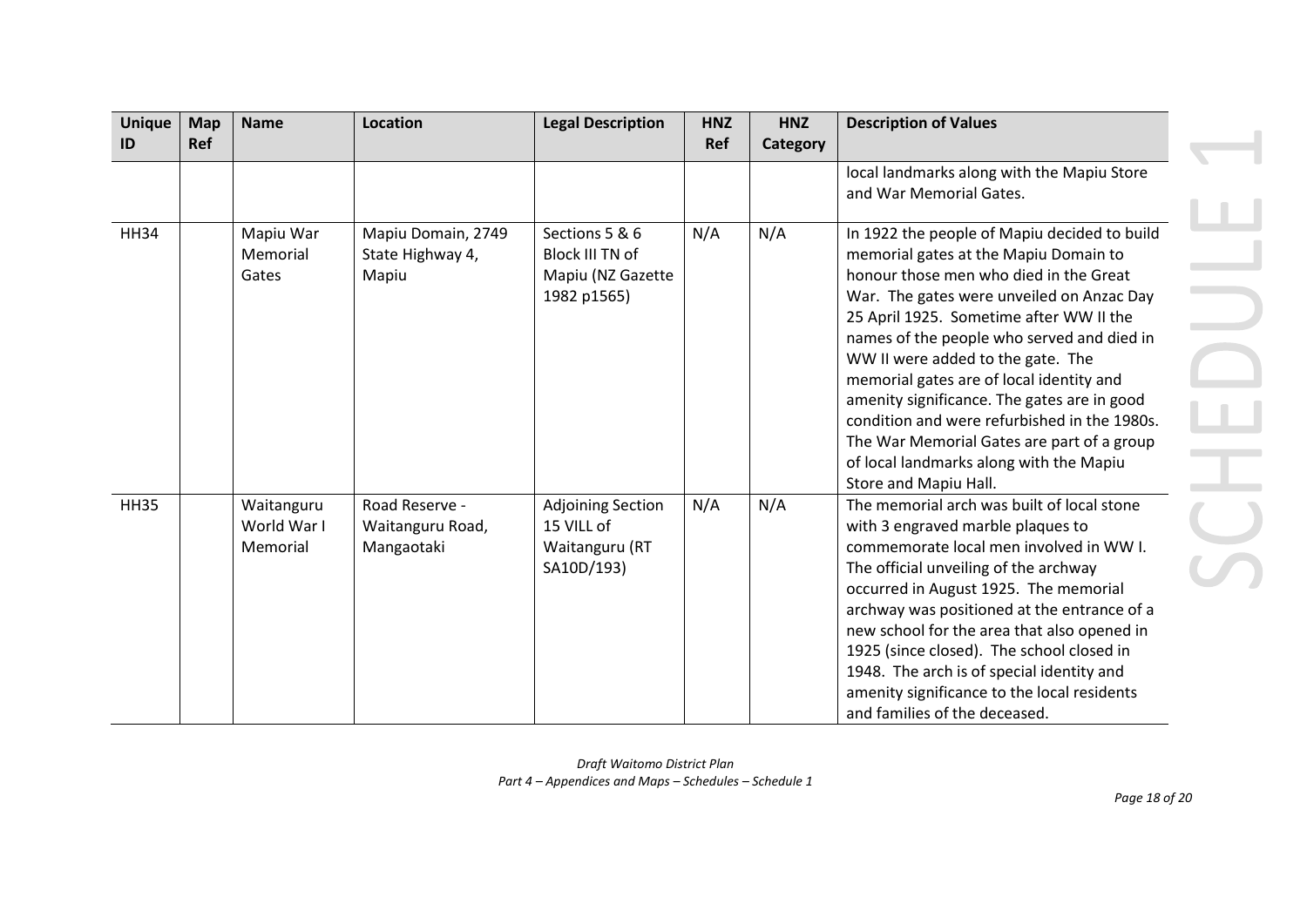| Unique ID | Map Ref | Name | Location | Legal Description | HNZ Ref | HNZ Category | Description of Values |
|---|---|---|---|---|---|---|---|
| | | | | | | | local landmarks along with the Mapiu Store and War Memorial Gates. |
| HH34 | | Mapiu War Memorial Gates | Mapiu Domain, 2749 State Highway 4, Mapiu | Sections 5 & 6 Block III TN of Mapiu (NZ Gazette 1982 p1565) | N/A | N/A | In 1922 the people of Mapiu decided to build memorial gates at the Mapiu Domain to honour those men who died in the Great War. The gates were unveiled on Anzac Day 25 April 1925. Sometime after WW II the names of the people who served and died in WW II were added to the gate. The memorial gates are of local identity and amenity significance. The gates are in good condition and were refurbished in the 1980s. The War Memorial Gates are part of a group of local landmarks along with the Mapiu Store and Mapiu Hall. |
| HH35 | | Waitanguru World War I Memorial | Road Reserve - Waitanguru Road, Mangaotaki | Adjoining Section 15 VILL of Waitanguru (RT SA10D/193) | N/A | N/A | The memorial arch was built of local stone with 3 engraved marble plaques to commemorate local men involved in WW I. The official unveiling of the archway occurred in August 1925. The memorial archway was positioned at the entrance of a new school for the area that also opened in 1925 (since closed). The school closed in 1948. The arch is of special identity and amenity significance to the local residents and families of the deceased. |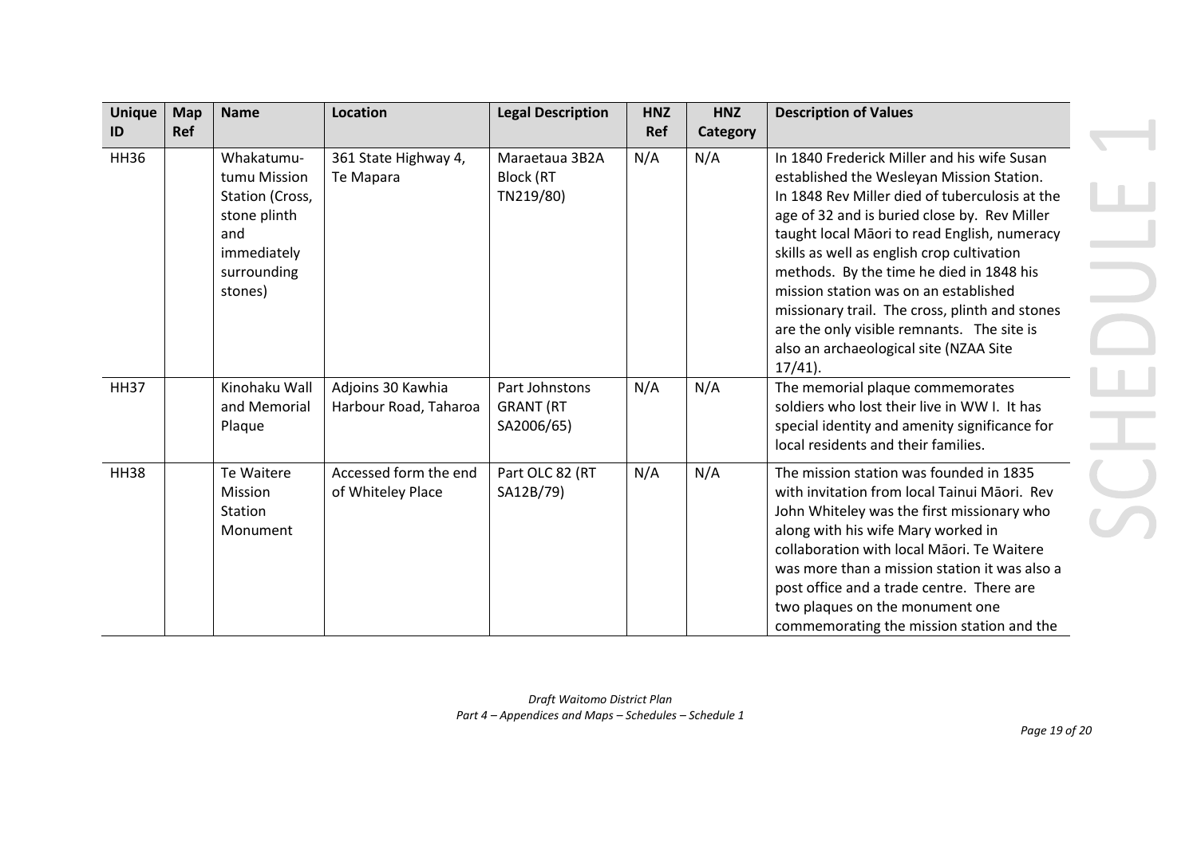| Unique ID | Map Ref | Name | Location | Legal Description | HNZ Ref | HNZ Category | Description of Values |
|---|---|---|---|---|---|---|---|
| HH36 | | Whakatumu-tumu Mission Station (Cross, stone plinth and immediately surrounding stones) | 361 State Highway 4, Te Mapara | Maraetaua 3B2A Block (RT TN219/80) | N/A | N/A | In 1840 Frederick Miller and his wife Susan established the Wesleyan Mission Station. In 1848 Rev Miller died of tuberculosis at the age of 32 and is buried close by. Rev Miller taught local Māori to read English, numeracy skills as well as english crop cultivation methods. By the time he died in 1848 his mission station was on an established missionary trail. The cross, plinth and stones are the only visible remnants. The site is also an archaeological site (NZAA Site 17/41). |
| HH37 | | Kinohaku Wall and Memorial Plaque | Adjoins 30 Kawhia Harbour Road, Taharoa | Part Johnstons GRANT (RT SA2006/65) | N/A | N/A | The memorial plaque commemorates soldiers who lost their live in WW I. It has special identity and amenity significance for local residents and their families. |
| HH38 | | Te Waitere Mission Station Monument | Accessed form the end of Whiteley Place | Part OLC 82 (RT SA12B/79) | N/A | N/A | The mission station was founded in 1835 with invitation from local Tainui Māori. Rev John Whiteley was the first missionary who along with his wife Mary worked in collaboration with local Māori. Te Waitere was more than a mission station it was also a post office and a trade centre. There are two plaques on the monument one commemorating the mission station and the |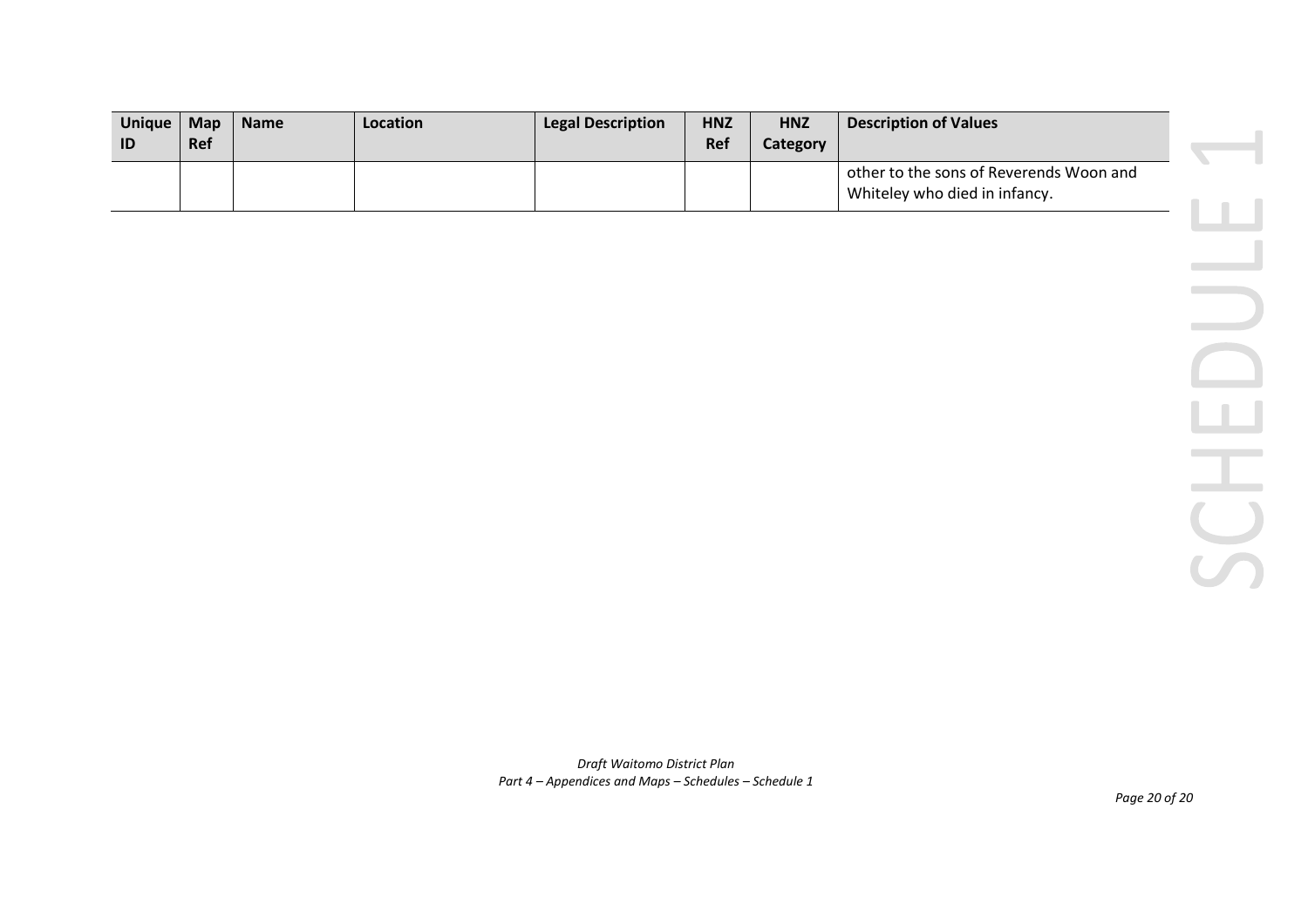| Unique ID | Map Ref | Name | Location | Legal Description | HNZ Ref | HNZ Category | Description of Values |
|---|---|---|---|---|---|---|---|
| | | | | | | | other to the sons of Reverends Woon and Whiteley who died in infancy. |